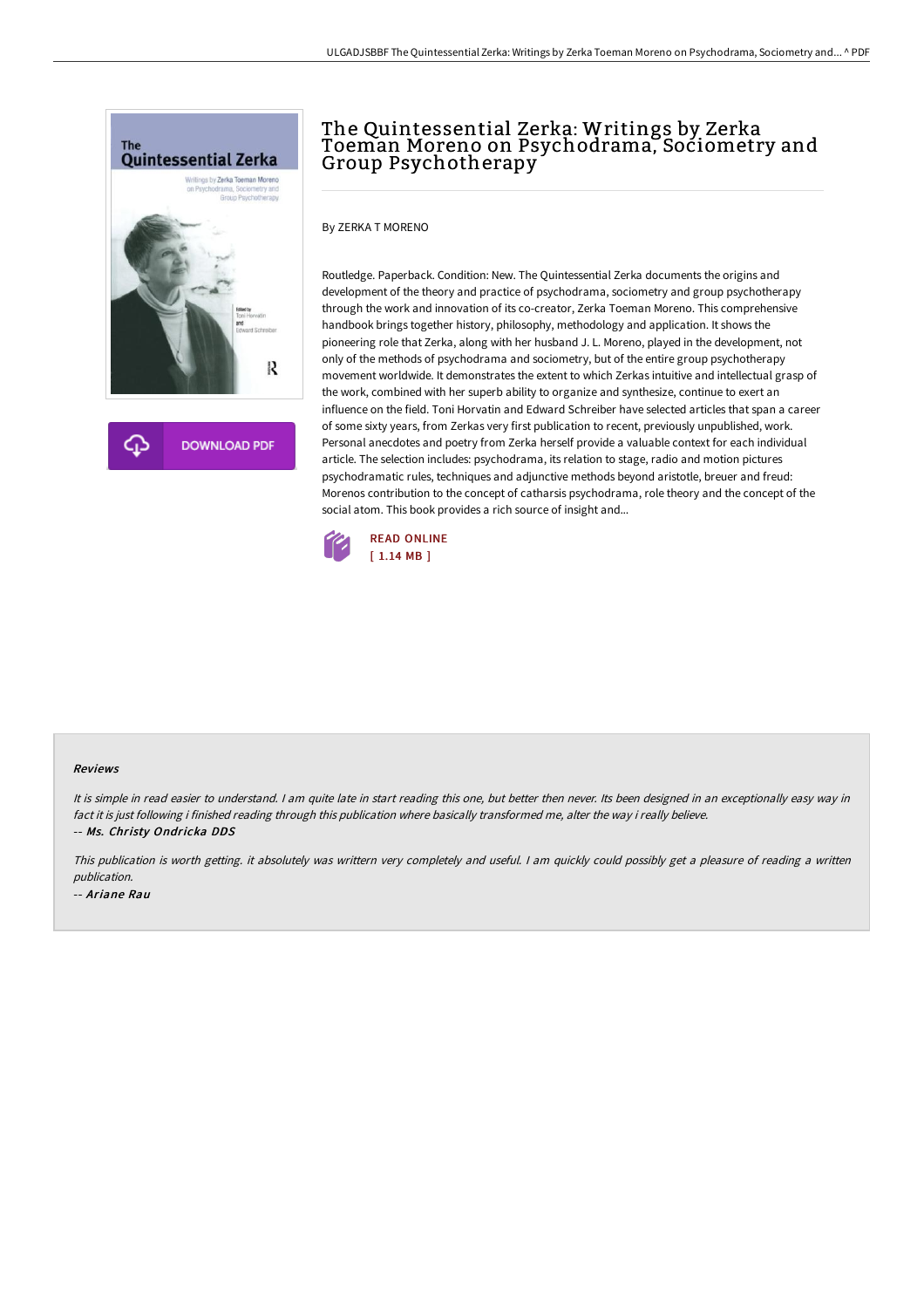# The Quintessential Zerka: Writings by Zerka Toeman Moreno on Psychodrama, Sociometry and Group Psychotherapy

By ZERKA T MORENO

Routledge. Paperback. Condition: New. The Quintessential Zerka documents the origins and development of the theory and practice of psychodrama, sociometry and group psychotherapy through the work and innovation of its co-creator, Zerka Toeman Moreno. This comprehensive handbook brings together history, philosophy, methodology and application. It shows the pioneering role that Zerka, along with her husband J. L. Moreno, played in the development, not only of the methods of psychodrama and sociometry, but of the entire group psychotherapy movement worldwide. It demonstrates the extent to which Zerkas intuitive and intellectual grasp of the work, combined with her superb ability to organize and synthesize, continue to exert an influence on the field. Toni Horvatin and Edward Schreiber have selected articles that span a career of some sixty years, from Zerkas very first publication to recent, previously unpublished, work. Personal anecdotes and poetry from Zerka herself provide a valuable context for each individual article. The selection includes: psychodrama, its relation to stage, radio and motion pictures psychodramatic rules, techniques and adjunctive methods beyond aristotle, breuer and freud: Morenos contribution to the concept of catharsis psychodrama, role theory and the concept of the social atom. This book provides a rich source of insight and...

READ ONLINE
[ 1.14 MB ]

DOWNLOAD PDF

### Reviews

*It is simple in read easier to understand. I am quite late in start reading this one, but better then never. Its been designed in an exceptionally easy way in fact it is just following i finished reading through this publication where basically transformed me, alter the way i really believe.*

*-- Ms. Christy Ondricka DDS*

*This publication is worth getting. it absolutely was writtern very completely and useful. I am quickly could possibly get a pleasure of reading a written publication.*

*-- Ariane Rau*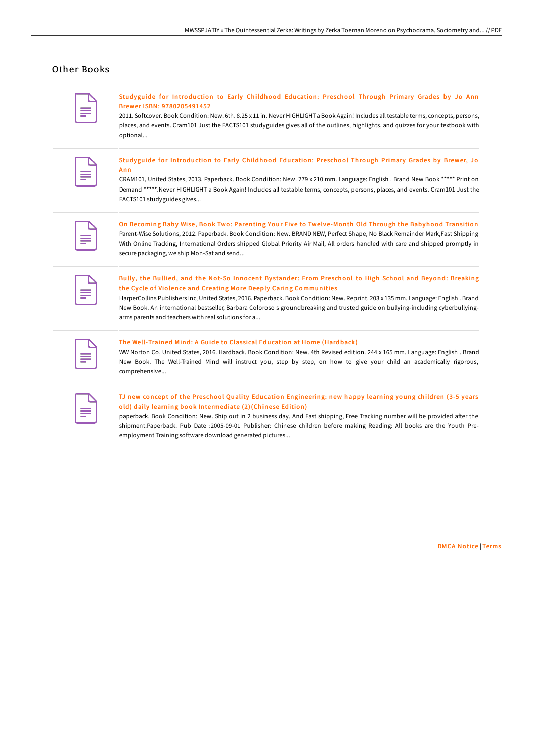## Other Books

**Studyguide for Introduction to Early Childhood Education: Preschool Through Primary Grades by Jo Ann Brewer ISBN: 9780205491452**

2011. Softcover. Book Condition: New. 6th. 8.25 x 11 in. Never HIGHLIGHT a Book Again! Includes all testable terms, concepts, persons, places, and events. Cram101 Just the FACTS101 studyguides gives all of the outlines, highlights, and quizzes for your textbook with optional...

**Studyguide for Introduction to Early Childhood Education: Preschool Through Primary Grades by Brewer, Jo Ann**

CRAM101, United States, 2013. Paperback. Book Condition: New. 279 x 210 mm. Language: English . Brand New Book ***** Print on Demand *****.Never HIGHLIGHT a Book Again! Includes all testable terms, concepts, persons, places, and events. Cram101 Just the FACTS101 studyguides gives...

**On Becoming Baby Wise, Book Two: Parenting Your Five to Twelve-Month Old Through the Babyhood Transition**

Parent-Wise Solutions, 2012. Paperback. Book Condition: New. BRAND NEW, Perfect Shape, No Black Remainder Mark,Fast Shipping With Online Tracking, International Orders shipped Global Priority Air Mail, All orders handled with care and shipped promptly in secure packaging, we ship Mon-Sat and send...

**Bully, the Bullied, and the Not-So Innocent Bystander: From Preschool to High School and Beyond: Breaking the Cycle of Violence and Creating More Deeply Caring Communities**

HarperCollins Publishers Inc, United States, 2016. Paperback. Book Condition: New. Reprint. 203 x 135 mm. Language: English . Brand New Book. An international bestseller, Barbara Coloroso s groundbreaking and trusted guide on bullying-including cyberbullying-arms parents and teachers with real solutions for a...

**The Well-Trained Mind: A Guide to Classical Education at Home (Hardback)**

WW Norton Co, United States, 2016. Hardback. Book Condition: New. 4th Revised edition. 244 x 165 mm. Language: English . Brand New Book. The Well-Trained Mind will instruct you, step by step, on how to give your child an academically rigorous, comprehensive...

**TJ new concept of the Preschool Quality Education Engineering: new happy learning young children (3-5 years old) daily learning book Intermediate (2)(Chinese Edition)**

paperback. Book Condition: New. Ship out in 2 business day, And Fast shipping, Free Tracking number will be provided after the shipment.Paperback. Pub Date :2005-09-01 Publisher: Chinese children before making Reading: All books are the Youth Pre-employment Training software download generated pictures...